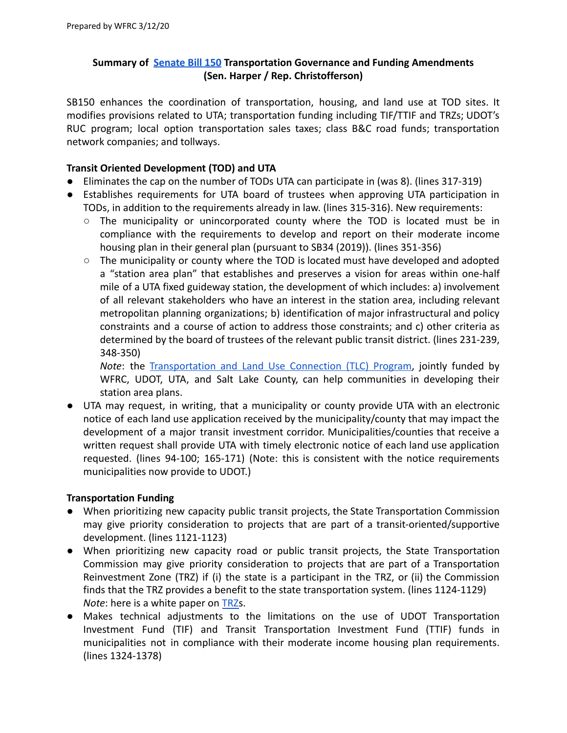Prepared by WFRC 3/12/20

**Summary of Senate Bill 150 Transportation Governance and Funding Amendments (Sen. Harper / Rep. Christofferson)**

SB150 enhances the coordination of transportation, housing, and land use at TOD sites. It modifies provisions related to UTA; transportation funding including TIF/TTIF and TRZs; UDOT's RUC program; local option transportation sales taxes; class B&C road funds; transportation network companies; and tollways.

**Transit Oriented Development (TOD) and UTA**

- Eliminates the cap on the number of TODs UTA can participate in (was 8). (lines 317-319)
- Establishes requirements for UTA board of trustees when approving UTA participation in TODs, in addition to the requirements already in law. (lines 315-316). New requirements:
  - The municipality or unincorporated county where the TOD is located must be in compliance with the requirements to develop and report on their moderate income housing plan in their general plan (pursuant to SB34 (2019)). (lines 351-356)
  - The municipality or county where the TOD is located must have developed and adopted a "station area plan" that establishes and preserves a vision for areas within one-half mile of a UTA fixed guideway station, the development of which includes: a) involvement of all relevant stakeholders who have an interest in the station area, including relevant metropolitan planning organizations; b) identification of major infrastructural and policy constraints and a course of action to address those constraints; and c) other criteria as determined by the board of trustees of the relevant public transit district. (lines 231-239, 348-350)

    *Note*: the Transportation and Land Use Connection (TLC) Program, jointly funded by WFRC, UDOT, UTA, and Salt Lake County, can help communities in developing their station area plans.
- UTA may request, in writing, that a municipality or county provide UTA with an electronic notice of each land use application received by the municipality/county that may impact the development of a major transit investment corridor. Municipalities/counties that receive a written request shall provide UTA with timely electronic notice of each land use application requested. (lines 94-100; 165-171) (Note: this is consistent with the notice requirements municipalities now provide to UDOT.)

**Transportation Funding**

- When prioritizing new capacity public transit projects, the State Transportation Commission may give priority consideration to projects that are part of a transit-oriented/supportive development. (lines 1121-1123)
- When prioritizing new capacity road or public transit projects, the State Transportation Commission may give priority consideration to projects that are part of a Transportation Reinvestment Zone (TRZ) if (i) the state is a participant in the TRZ, or (ii) the Commission finds that the TRZ provides a benefit to the state transportation system. (lines 1124-1129)

  *Note*: here is a white paper on TRZs.
- Makes technical adjustments to the limitations on the use of UDOT Transportation Investment Fund (TIF) and Transit Transportation Investment Fund (TTIF) funds in municipalities not in compliance with their moderate income housing plan requirements. (lines 1324-1378)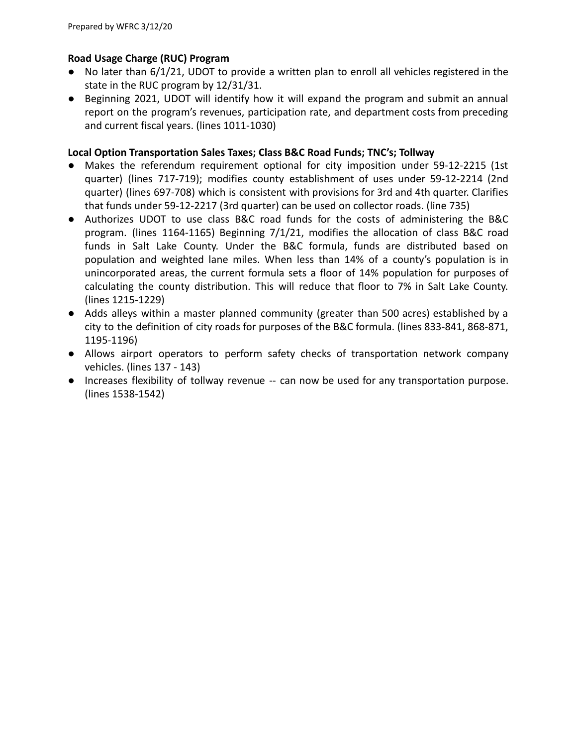**Road Usage Charge (RUC) Program**

- No later than 6/1/21, UDOT to provide a written plan to enroll all vehicles registered in the state in the RUC program by 12/31/31.
- Beginning 2021, UDOT will identify how it will expand the program and submit an annual report on the program's revenues, participation rate, and department costs from preceding and current fiscal years. (lines 1011-1030)

**Local Option Transportation Sales Taxes; Class B&C Road Funds; TNC's; Tollway**

- Makes the referendum requirement optional for city imposition under 59-12-2215 (1st quarter) (lines 717-719); modifies county establishment of uses under 59-12-2214 (2nd quarter) (lines 697-708) which is consistent with provisions for 3rd and 4th quarter. Clarifies that funds under 59-12-2217 (3rd quarter) can be used on collector roads. (line 735)
- Authorizes UDOT to use class B&C road funds for the costs of administering the B&C program. (lines 1164-1165) Beginning 7/1/21, modifies the allocation of class B&C road funds in Salt Lake County. Under the B&C formula, funds are distributed based on population and weighted lane miles. When less than 14% of a county's population is in unincorporated areas, the current formula sets a floor of 14% population for purposes of calculating the county distribution. This will reduce that floor to 7% in Salt Lake County. (lines 1215-1229)
- Adds alleys within a master planned community (greater than 500 acres) established by a city to the definition of city roads for purposes of the B&C formula. (lines 833-841, 868-871, 1195-1196)
- Allows airport operators to perform safety checks of transportation network company vehicles. (lines 137 - 143)
- Increases flexibility of tollway revenue -- can now be used for any transportation purpose. (lines 1538-1542)